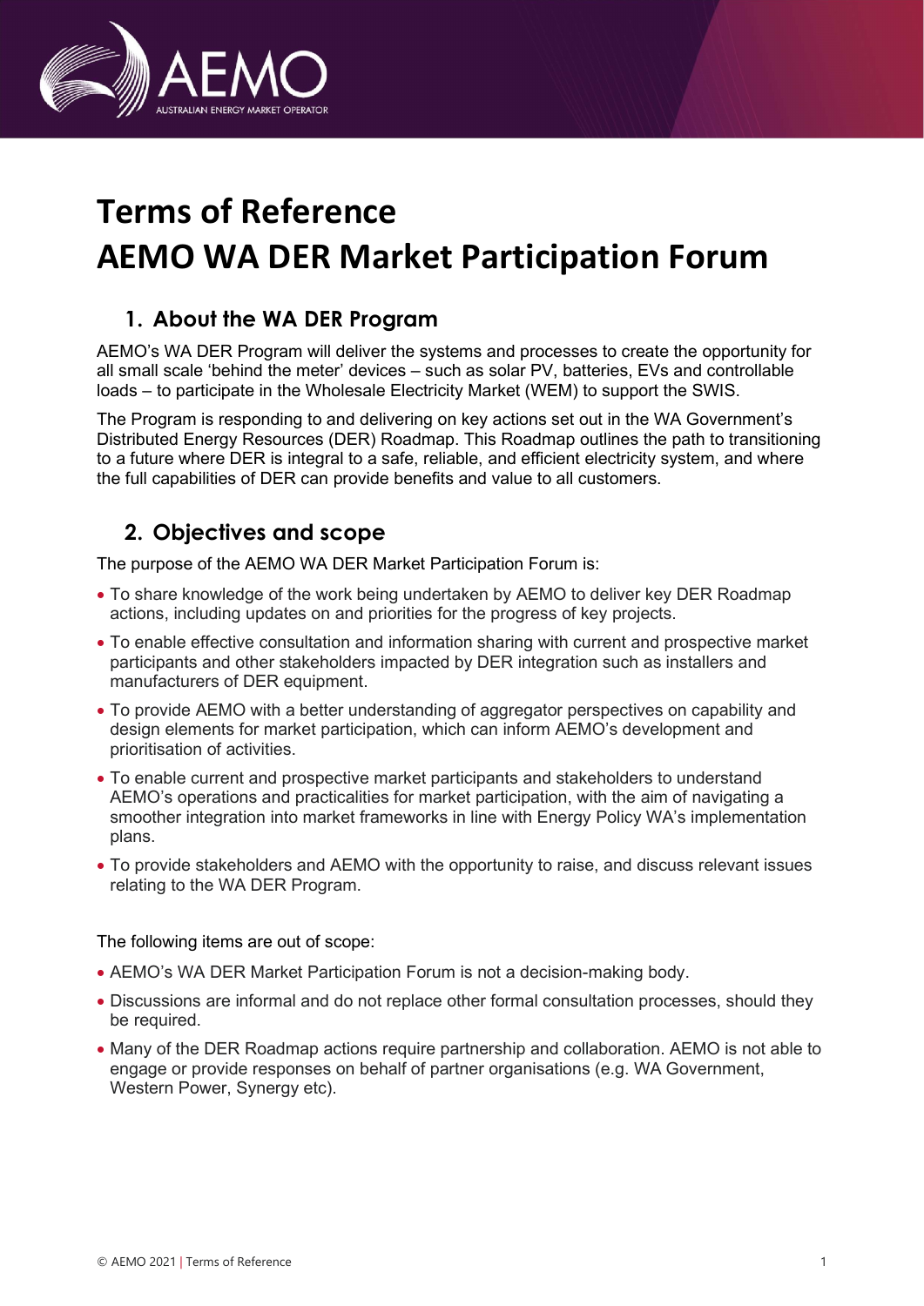# Terms of Reference
# AEMO WA DER Market Participation Forum

## 1. About the WA DER Program

AEMO's WA DER Program will deliver the systems and processes to create the opportunity for all small scale 'behind the meter' devices – such as solar PV, batteries, EVs and controllable loads – to participate in the Wholesale Electricity Market (WEM) to support the SWIS.

The Program is responding to and delivering on key actions set out in the WA Government's Distributed Energy Resources (DER) Roadmap. This Roadmap outlines the path to transitioning to a future where DER is integral to a safe, reliable, and efficient electricity system, and where the full capabilities of DER can provide benefits and value to all customers.

## 2. Objectives and scope

The purpose of the AEMO WA DER Market Participation Forum is:

- To share knowledge of the work being undertaken by AEMO to deliver key DER Roadmap actions, including updates on and priorities for the progress of key projects.
- To enable effective consultation and information sharing with current and prospective market participants and other stakeholders impacted by DER integration such as installers and manufacturers of DER equipment.
- To provide AEMO with a better understanding of aggregator perspectives on capability and design elements for market participation, which can inform AEMO's development and prioritisation of activities.
- To enable current and prospective market participants and stakeholders to understand AEMO's operations and practicalities for market participation, with the aim of navigating a smoother integration into market frameworks in line with Energy Policy WA's implementation plans.
- To provide stakeholders and AEMO with the opportunity to raise, and discuss relevant issues relating to the WA DER Program.

The following items are out of scope:

- AEMO's WA DER Market Participation Forum is not a decision-making body.
- Discussions are informal and do not replace other formal consultation processes, should they be required.
- Many of the DER Roadmap actions require partnership and collaboration. AEMO is not able to engage or provide responses on behalf of partner organisations (e.g. WA Government, Western Power, Synergy etc).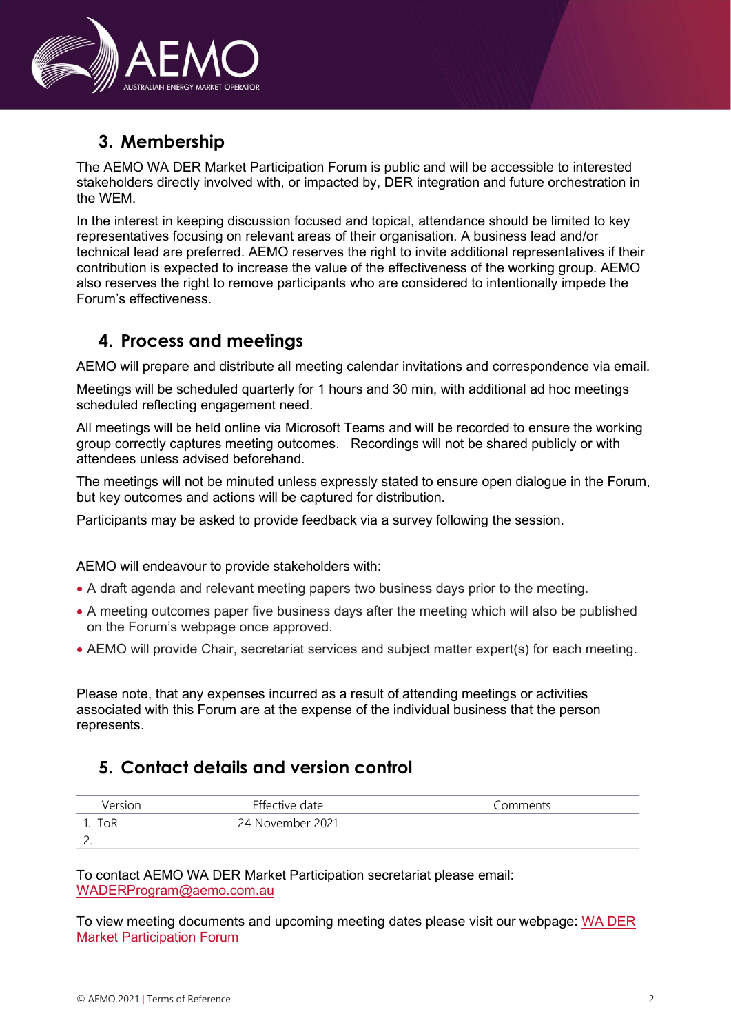## 3. Membership

The AEMO WA DER Market Participation Forum is public and will be accessible to interested stakeholders directly involved with, or impacted by, DER integration and future orchestration in the WEM.

In the interest in keeping discussion focused and topical, attendance should be limited to key representatives focusing on relevant areas of their organisation. A business lead and/or technical lead are preferred. AEMO reserves the right to invite additional representatives if their contribution is expected to increase the value of the effectiveness of the working group. AEMO also reserves the right to remove participants who are considered to intentionally impede the Forum's effectiveness.

## 4. Process and meetings

AEMO will prepare and distribute all meeting calendar invitations and correspondence via email.

Meetings will be scheduled quarterly for 1 hours and 30 min, with additional ad hoc meetings scheduled reflecting engagement need.

All meetings will be held online via Microsoft Teams and will be recorded to ensure the working group correctly captures meeting outcomes. Recordings will not be shared publicly or with attendees unless advised beforehand.

The meetings will not be minuted unless expressly stated to ensure open dialogue in the Forum, but key outcomes and actions will be captured for distribution.

Participants may be asked to provide feedback via a survey following the session.

AEMO will endeavour to provide stakeholders with:

- A draft agenda and relevant meeting papers two business days prior to the meeting.
- A meeting outcomes paper five business days after the meeting which will also be published on the Forum's webpage once approved.
- AEMO will provide Chair, secretariat services and subject matter expert(s) for each meeting.

Please note, that any expenses incurred as a result of attending meetings or activities associated with this Forum are at the expense of the individual business that the person represents.

## 5. Contact details and version control

| Version | Effective date | Comments |
|---|---|---|
| 1. ToR | 24 November 2021 | |
| 2. | | |

To contact AEMO WA DER Market Participation secretariat please email: WADERProgram@aemo.com.au

To view meeting documents and upcoming meeting dates please visit our webpage: WA DER Market Participation Forum